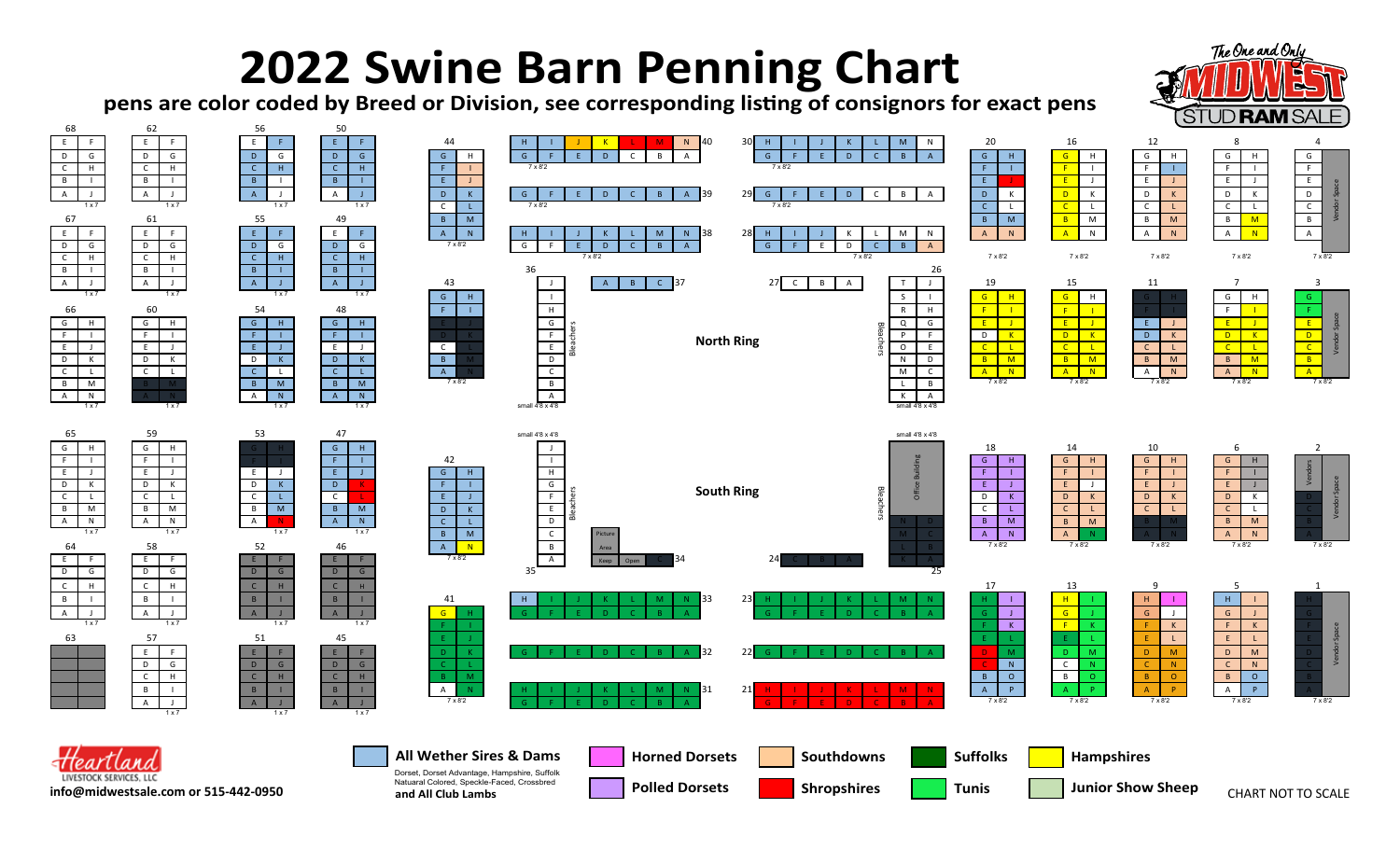# 2022 Swine Barn Penning Chart

**pens are color coded by Breed or Division, see corresponding listing of consignors for exact pens**

The One and Only MIDWEST STUD RAM SALE

North Ring

South Ring

Bleachers

Office Building

Vendor Space

Vendors

Picture Area

Keep Open

small 4'8 x 4'8

1 x 7

7 x 8'2

| Color | Breed or Division |
| --- | --- |
| Light blue | **All Wether Sires & Dams** — Dorset, Dorset Advantage, Hampshire, Suffolk, Natuaral Colored, Speckle-Faced, Crossbred and All Club Lambs |
| Pink | **Horned Dorsets** |
| Purple | **Polled Dorsets** |
| Tan | **Southdowns** |
| Red | **Shropshires** |
| Dark green | **Suffolks** |
| Green | **Tunis** |
| Yellow | **Hampshires** |
| Light green | **Junior Show Sheep** |

Heartland LIVESTOCK SERVICES, LLC

info@midwestsale.com or 515-442-0950

CHART NOT TO SCALE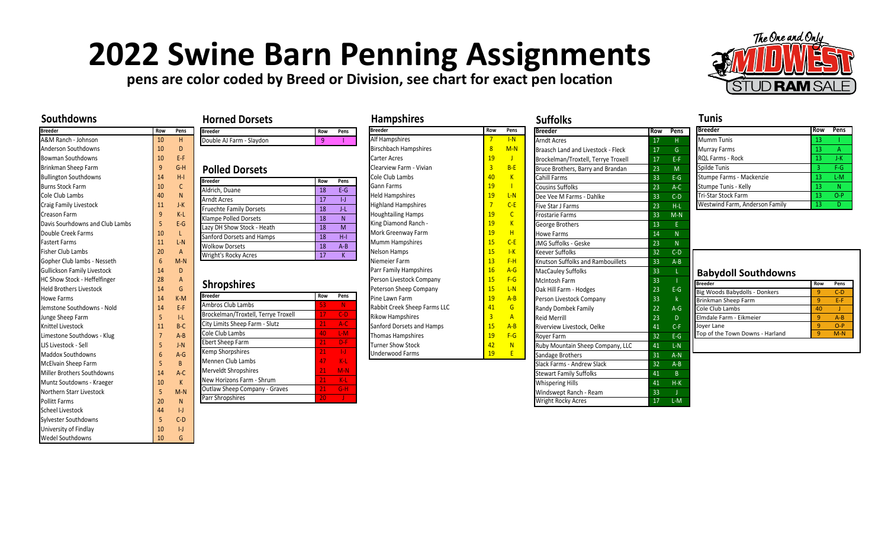# 2022 Swine Barn Penning Assignments

**pens are color coded by Breed or Division, see chart for exact pen location**

## Southdowns

| Breeder | Row | Pens |
|---|---|---|
| A&M Ranch - Johnson | 10 | H |
| Anderson Southdowns | 10 | D |
| Bowman Southdowns | 10 | E-F |
| Brinkman Sheep Farm | 9 | G-H |
| Bullington Southdowns | 14 | H-I |
| Burns Stock Farm | 10 | C |
| Cole Club Lambs | 40 | N |
| Craig Family Livestock | 11 | J-K |
| Creason Farm | 9 | K-L |
| Davis Sourhdowns and Club Lambs | 5 | E-G |
| Double Creek Farms | 10 | L |
| Fastert Farms | 11 | L-N |
| Fisher Club Lambs | 20 | A |
| Gopher Club lambs - Nesseth | 6 | M-N |
| Gullickson Family Livestock | 14 | D |
| HC Show Stock - Heffelfinger | 28 | A |
| Held Brothers Livestock | 14 | G |
| Howe Farms | 14 | K-M |
| Jemstone Southdowns - Nold | 14 | E-F |
| Junge Sheep Farm | 5 | I-L |
| Knittel Livestock | 11 | B-C |
| Limestone Southdowns - Klug | 7 | A-B |
| LJS Livestock - Sell | 5 | J-N |
| Maddox Southdowns | 6 | A-G |
| McElvain Sheep Farm | 5 | B |
| Miller Brothers Southdowns | 14 | A-C |
| Muntz Soutdowns - Kraeger | 10 | K |
| Northern Starr Livestock | 5 | M-N |
| Pollitt Farms | 20 | N |
| Scheel Livestock | 44 | I-J |
| Sylvester Southdowns | 5 | C-D |
| University of Findlay | 10 | I-J |
| Wedel Southdowns | 10 | G |

## Horned Dorsets

| Breeder | Row | Pens |
|---|---|---|
| Double AJ Farm - Slaydon | 9 | I |

## Polled Dorsets

| Breeder | Row | Pens |
|---|---|---|
| Aldrich, Duane | 18 | E-G |
| Arndt Acres | 17 | I-J |
| Fruechte Family Dorsets | 18 | J-L |
| Klampe Polled Dorsets | 18 | N |
| Lazy DH Show Stock - Heath | 18 | M |
| Sanford Dorsets and Hamps | 18 | H-I |
| Wolkow Dorsets | 18 | A-B |
| Wright's Rocky Acres | 17 | K |

## Shropshires

| Breeder | Row | Pens |
|---|---|---|
| Ambros Club Lambs | 53 | N |
| Brockelman/Troxtell, Terrye Troxell | 17 | C-D |
| City Limits Sheep Farm - Slutz | 21 | A-C |
| Cole Club Lambs | 40 | L-M |
| Ebert Sheep Farm | 21 | D-F |
| Kemp Shorpshires | 21 | I-J |
| Mennen Club Lambs | 47 | K-L |
| Merveldt Shropshires | 21 | M-N |
| New Horizons Farm - Shrum | 21 | K-L |
| Outlaw Sheep Company - Graves | 21 | G-H |
| Parr Shropshires | 20 | J |

## Hampshires

| Breeder | Row | Pens |
|---|---|---|
| Alf Hampshires | 7 | I-N |
| Birschbach Hampshires | 8 | M-N |
| Carter Acres | 19 | J |
| Clearview Farm - Vivian | 3 | B-E |
| Cole Club Lambs | 40 | K |
| Gann Farms | 19 | I |
| Held Hampshires | 19 | L-N |
| Highland Hampshires | 7 | C-E |
| Houghtailing Hamps | 19 | C |
| King Diamond Ranch - | 19 | K |
| Mork Greenway Farm | 19 | H |
| Mumm Hampshires | 15 | C-E |
| Nelson Hamps | 15 | I-K |
| Niemeier Farm | 13 | F-H |
| Parr Family Hampshires | 16 | A-G |
| Person Livestock Company | 15 | F-G |
| Peterson Sheep Company | 15 | L-N |
| Pine Lawn Farm | 19 | A-B |
| Rabbit Creek Sheep Farms LLC | 41 | G |
| Rikow Hampshires | 3 | A |
| Sanford Dorsets and Hamps | 15 | A-B |
| Thomas Hampshires | 19 | F-G |
| Turner Show Stock | 42 | N |
| Underwood Farms | 19 | E |

## Suffolks

| Breeder | Row | Pens |
|---|---|---|
| Arndt Acres | 17 | H |
| Braasch Land and Livestock - Fleck | 17 | G |
| Brockelman/Troxtell, Terrye Troxell | 17 | E-F |
| Bruce Brothers, Barry and Brandan | 23 | M |
| Cahill Farms | 33 | E-G |
| Cousins Suffolks | 23 | A-C |
| Dee Vee M Farms - Dahlke | 33 | C-D |
| Five Star J Farms | 23 | H-L |
| Frostarie Farms | 33 | M-N |
| George Brothers | 13 | E |
| Howe Farms | 14 | N |
| JMG Suffolks - Geske | 23 | N |
| Keever Suffolks | 32 | C-D |
| Knutson Suffolks and Rambouillets | 33 | A-B |
| MacCauley Suffolks | 33 | L |
| McIntosh Farm | 33 | I |
| Oak Hill Farm - Hodges | 23 | E-G |
| Person Livestock Company | 33 | k |
| Randy Dombek Family | 22 | A-G |
| Reid Merrill | 23 | D |
| Riverview Livestock, Oelke | 41 | C-F |
| Royer Farm | 32 | E-G |
| Ruby Mountain Sheep Company, LLC | 41 | L-N |
| Sandage Brothers | 31 | A-N |
| Slack Farms - Andrew Slack | 32 | A-B |
| Stewart Family Suffolks | 41 | B |
| Whispering Hills | 41 | H-K |
| Windswept Ranch - Ream | 33 | J |
| Wright Rocky Acres | 17 | L-M |

## Tunis

| Breeder | Row | Pens |
|---|---|---|
| Mumm Tunis | 13 | I |
| Murray Farms | 13 | A |
| RQL Farms - Rock | 13 | J-K |
| Spilde Tunis | 3 | F-G |
| Stumpe Farms - Mackenzie | 13 | L-M |
| Stumpe Tunis - Kelly | 13 | N |
| Tri-Star Stock Farm | 13 | O-P |
| Westwind Farm, Anderson Family | 13 | D |

## Babydoll Southdowns

| Breeder | Row | Pens |
|---|---|---|
| Big Woods Babydolls - Donkers | 9 | C-D |
| Brinkman Sheep Farm | 9 | E-F |
| Cole Club Lambs | 40 | J |
| Elmdale Farm - Eikmeier | 9 | A-B |
| Joyer Lane | 9 | O-P |
| Top of the Town Downs - Harland | 9 | M-N |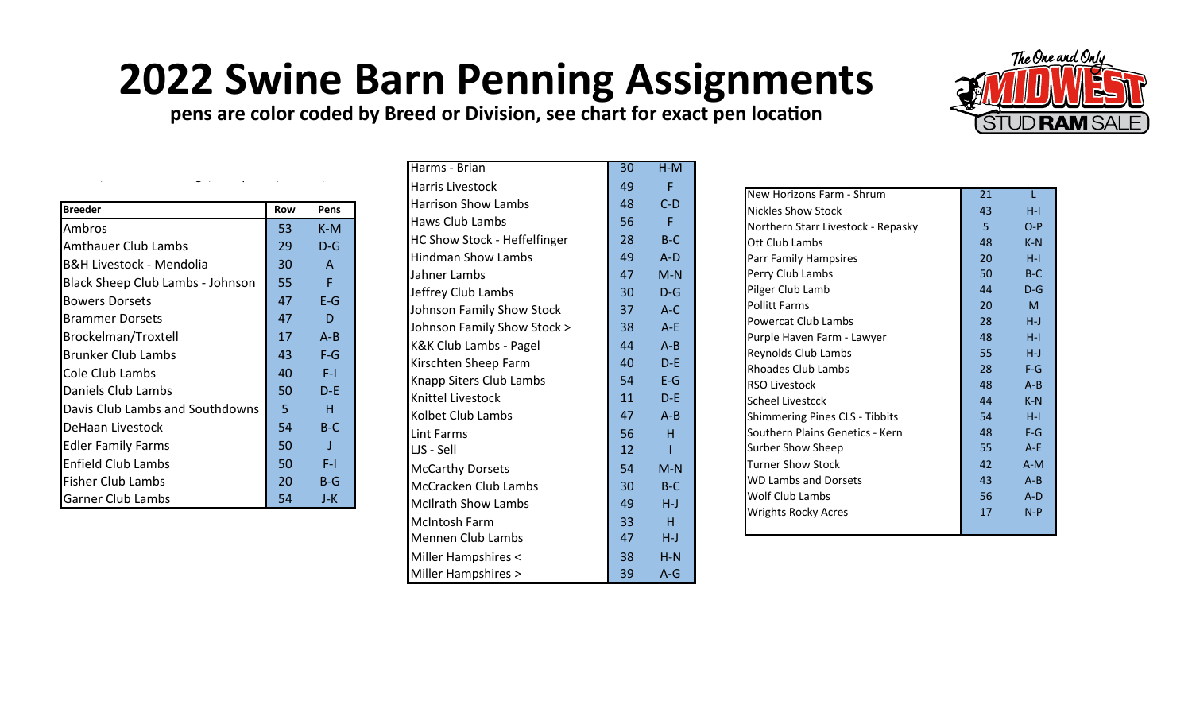# 2022 Swine Barn Penning Assignments

**pens are color coded by Breed or Division, see chart for exact pen location**

| Breeder | Row | Pens |
|---|---|---|
| Ambros | 53 | K-M |
| Amthauer Club Lambs | 29 | D-G |
| B&H Livestock - Mendolia | 30 | A |
| Black Sheep Club Lambs - Johnson | 55 | F |
| Bowers Dorsets | 47 | E-G |
| Brammer Dorsets | 47 | D |
| Brockelman/Troxtell | 17 | A-B |
| Brunker Club Lambs | 43 | F-G |
| Cole Club Lambs | 40 | F-I |
| Daniels Club Lambs | 50 | D-E |
| Davis Club Lambs and Southdowns | 5 | H |
| DeHaan Livestock | 54 | B-C |
| Edler Family Farms | 50 | J |
| Enfield Club Lambs | 50 | F-I |
| Fisher Club Lambs | 20 | B-G |
| Garner Club Lambs | 54 | J-K |

| | | |
|---|---|---|
| Harms - Brian | 30 | H-M |
| Harris Livestock | 49 | F |
| Harrison Show Lambs | 48 | C-D |
| Haws Club Lambs | 56 | F |
| HC Show Stock - Heffelfinger | 28 | B-C |
| Hindman Show Lambs | 49 | A-D |
| Jahner Lambs | 47 | M-N |
| Jeffrey Club Lambs | 30 | D-G |
| Johnson Family Show Stock | 37 | A-C |
| Johnson Family Show Stock > | 38 | A-E |
| K&K Club Lambs - Pagel | 44 | A-B |
| Kirschten Sheep Farm | 40 | D-E |
| Knapp Siters Club Lambs | 54 | E-G |
| Knittel Livestock | 11 | D-E |
| Kolbet Club Lambs | 47 | A-B |
| Lint Farms | 56 | H |
| LJS - Sell | 12 | I |
| McCarthy Dorsets | 54 | M-N |
| McCracken Club Lambs | 30 | B-C |
| McIlrath Show Lambs | 49 | H-J |
| McIntosh Farm | 33 | H |
| Mennen Club Lambs | 47 | H-J |
| Miller Hampshires < | 38 | H-N |
| Miller Hampshires > | 39 | A-G |

| | | |
|---|---|---|
| New Horizons Farm - Shrum | 21 | L |
| Nickles Show Stock | 43 | H-I |
| Northern Starr Livestock - Repasky | 5 | O-P |
| Ott Club Lambs | 48 | K-N |
| Parr Family Hampsires | 20 | H-I |
| Perry Club Lambs | 50 | B-C |
| Pilger Club Lamb | 44 | D-G |
| Pollitt Farms | 20 | M |
| Powercat Club Lambs | 28 | H-J |
| Purple Haven Farm - Lawyer | 48 | H-I |
| Reynolds Club Lambs | 55 | H-J |
| Rhoades Club Lambs | 28 | F-G |
| RSO Livestock | 48 | A-B |
| Scheel Livestcck | 44 | K-N |
| Shimmering Pines CLS - Tibbits | 54 | H-I |
| Southern Plains Genetics - Kern | 48 | F-G |
| Surber Show Sheep | 55 | A-E |
| Turner Show Stock | 42 | A-M |
| WD Lambs and Dorsets | 43 | A-B |
| Wolf Club Lambs | 56 | A-D |
| Wrights Rocky Acres | 17 | N-P |